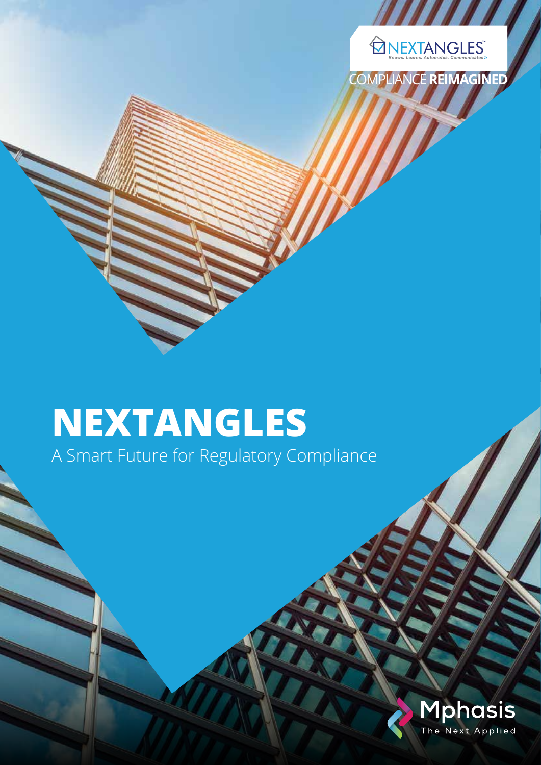NEXTANGLES™

Knows. Learns. Automates. Communicates

COMPLIANCE **REIMAGINED**

# NEXTANGLES

A Smart Future for Regulatory Compliance

Mphasis

The Next Applied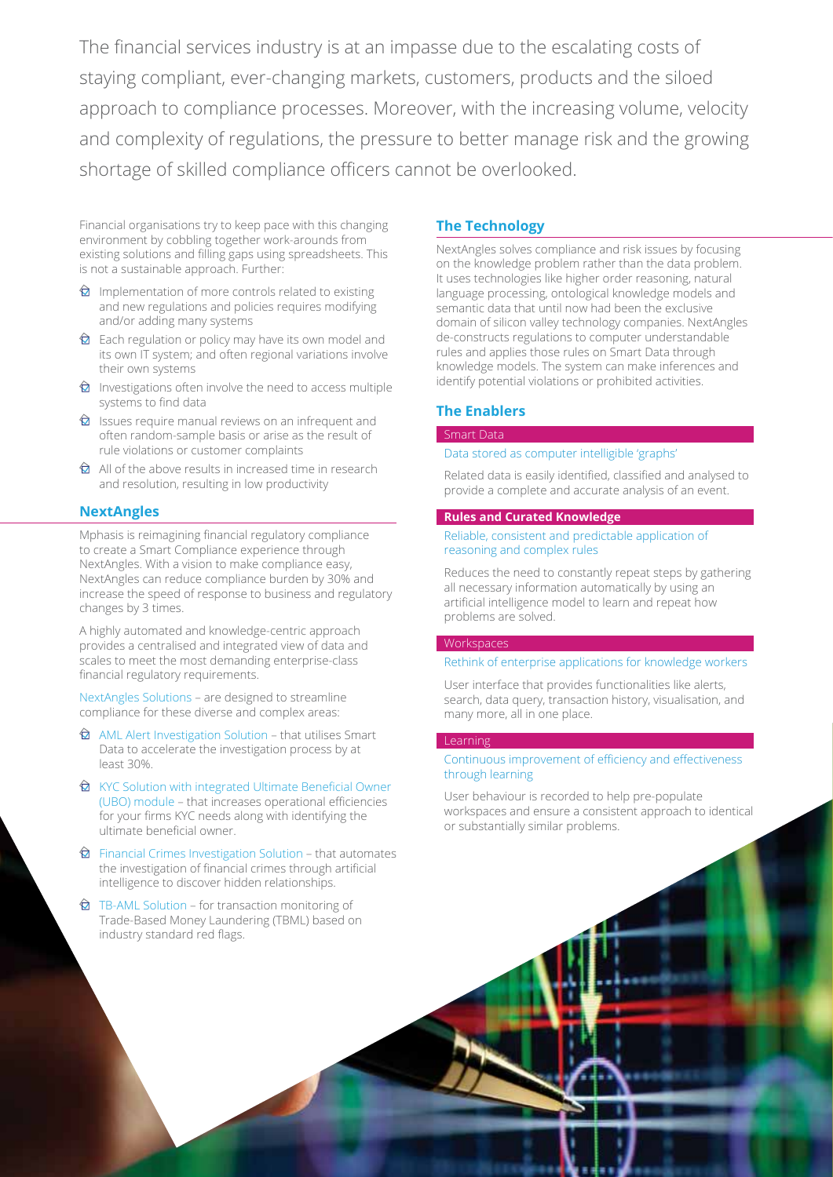The financial services industry is at an impasse due to the escalating costs of staying compliant, ever-changing markets, customers, products and the siloed approach to compliance processes. Moreover, with the increasing volume, velocity and complexity of regulations, the pressure to better manage risk and the growing shortage of skilled compliance officers cannot be overlooked.

Financial organisations try to keep pace with this changing environment by cobbling together work-arounds from existing solutions and filling gaps using spreadsheets. This is not a sustainable approach. Further:

- Implementation of more controls related to existing and new regulations and policies requires modifying and/or adding many systems
- Each regulation or policy may have its own model and its own IT system; and often regional variations involve their own systems
- Investigations often involve the need to access multiple systems to find data
- Issues require manual reviews on an infrequent and often random-sample basis or arise as the result of rule violations or customer complaints
- All of the above results in increased time in research and resolution, resulting in low productivity

## NextAngles

Mphasis is reimagining financial regulatory compliance to create a Smart Compliance experience through NextAngles. With a vision to make compliance easy, NextAngles can reduce compliance burden by 30% and increase the speed of response to business and regulatory changes by 3 times.

A highly automated and knowledge-centric approach provides a centralised and integrated view of data and scales to meet the most demanding enterprise-class financial regulatory requirements.

NextAngles Solutions – are designed to streamline compliance for these diverse and complex areas:

- AML Alert Investigation Solution – that utilises Smart Data to accelerate the investigation process by at least 30%.
- KYC Solution with integrated Ultimate Beneficial Owner (UBO) module – that increases operational efficiencies for your firms KYC needs along with identifying the ultimate beneficial owner.
- Financial Crimes Investigation Solution – that automates the investigation of financial crimes through artificial intelligence to discover hidden relationships.
- TB-AML Solution – for transaction monitoring of Trade-Based Money Laundering (TBML) based on industry standard red flags.

## The Technology

NextAngles solves compliance and risk issues by focusing on the knowledge problem rather than the data problem. It uses technologies like higher order reasoning, natural language processing, ontological knowledge models and semantic data that until now had been the exclusive domain of silicon valley technology companies. NextAngles de-constructs regulations to computer understandable rules and applies those rules on Smart Data through knowledge models. The system can make inferences and identify potential violations or prohibited activities.

## The Enablers

### Smart Data

Data stored as computer intelligible 'graphs'

Related data is easily identified, classified and analysed to provide a complete and accurate analysis of an event.

### Rules and Curated Knowledge

Reliable, consistent and predictable application of reasoning and complex rules

Reduces the need to constantly repeat steps by gathering all necessary information automatically by using an artificial intelligence model to learn and repeat how problems are solved.

### Workspaces

Rethink of enterprise applications for knowledge workers

User interface that provides functionalities like alerts, search, data query, transaction history, visualisation, and many more, all in one place.

### Learning

Continuous improvement of efficiency and effectiveness through learning

User behaviour is recorded to help pre-populate workspaces and ensure a consistent approach to identical or substantially similar problems.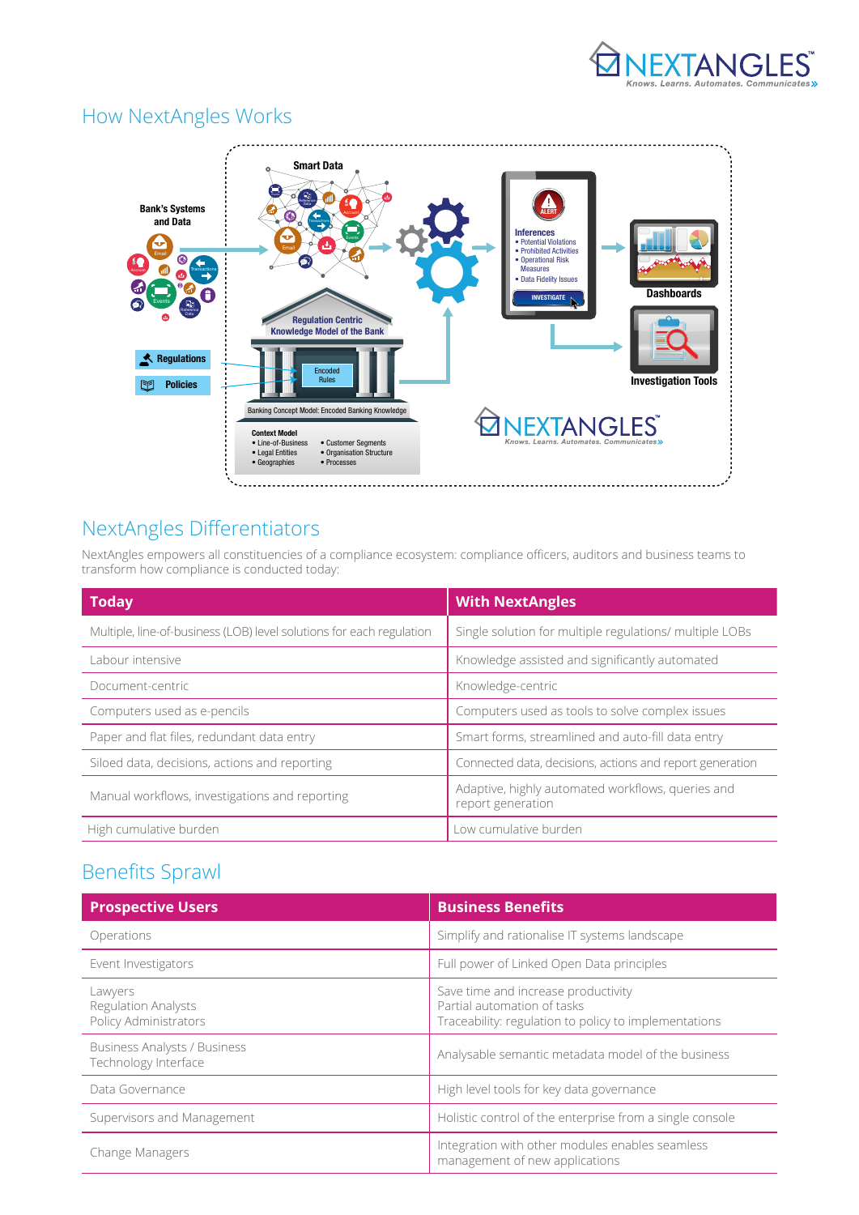## How NextAngles Works

## NextAngles Differentiators

NextAngles empowers all constituencies of a compliance ecosystem: compliance officers, auditors and business teams to transform how compliance is conducted today:

| Today | With NextAngles |
|---|---|
| Multiple, line-of-business (LOB) level solutions for each regulation | Single solution for multiple regulations/ multiple LOBs |
| Labour intensive | Knowledge assisted and significantly automated |
| Document-centric | Knowledge-centric |
| Computers used as e-pencils | Computers used as tools to solve complex issues |
| Paper and flat files, redundant data entry | Smart forms, streamlined and auto-fill data entry |
| Siloed data, decisions, actions and reporting | Connected data, decisions, actions and report generation |
| Manual workflows, investigations and reporting | Adaptive, highly automated workflows, queries and report generation |
| High cumulative burden | Low cumulative burden |

## Benefits Sprawl

| Prospective Users | Business Benefits |
|---|---|
| Operations | Simplify and rationalise IT systems landscape |
| Event Investigators | Full power of Linked Open Data principles |
| Lawyers<br>Regulation Analysts<br>Policy Administrators | Save time and increase productivity<br>Partial automation of tasks<br>Traceability: regulation to policy to implementations |
| Business Analysts / Business Technology Interface | Analysable semantic metadata model of the business |
| Data Governance | High level tools for key data governance |
| Supervisors and Management | Holistic control of the enterprise from a single console |
| Change Managers | Integration with other modules enables seamless management of new applications |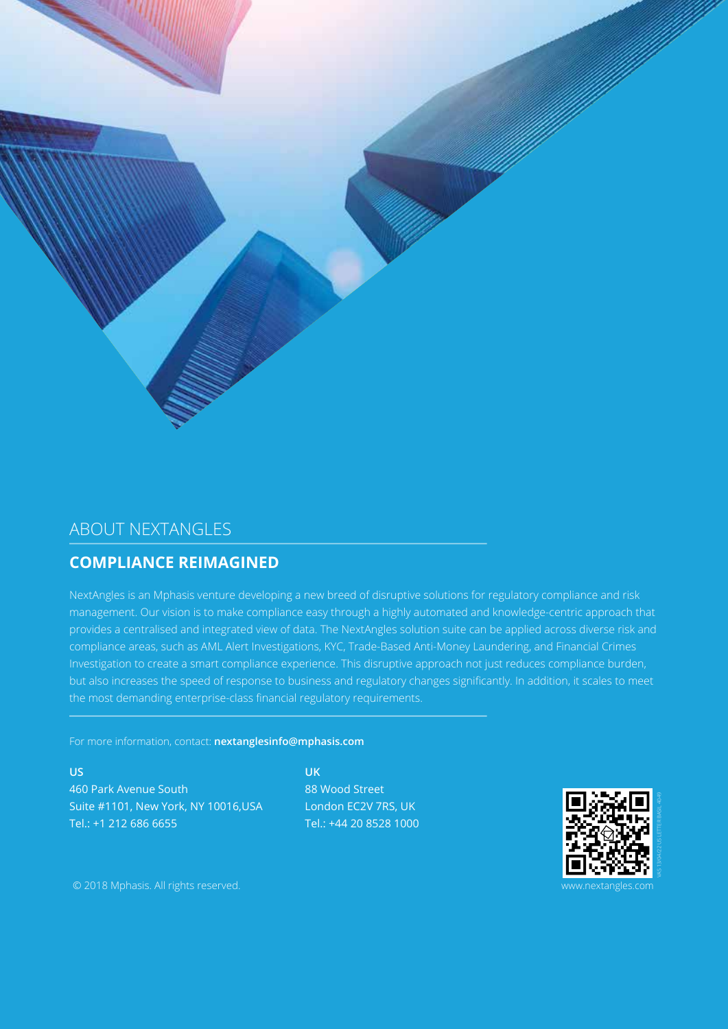## ABOUT NEXTANGLES

### COMPLIANCE REIMAGINED

NextAngles is an Mphasis venture developing a new breed of disruptive solutions for regulatory compliance and risk management. Our vision is to make compliance easy through a highly automated and knowledge-centric approach that provides a centralised and integrated view of data. The NextAngles solution suite can be applied across diverse risk and compliance areas, such as AML Alert Investigations, KYC, Trade-Based Anti-Money Laundering, and Financial Crimes Investigation to create a smart compliance experience. This disruptive approach not just reduces compliance burden, but also increases the speed of response to business and regulatory changes significantly. In addition, it scales to meet the most demanding enterprise-class financial regulatory requirements.

For more information, contact: **nextanglesinfo@mphasis.com**

**US**
460 Park Avenue South
Suite #1101, New York, NY 10016,USA
Tel.: +1 212 686 6655

**UK**
88 Wood Street
London EC2V 7RS, UK
Tel.: +44 20 8528 1000

www.nextangles.com

© 2018 Mphasis. All rights reserved.